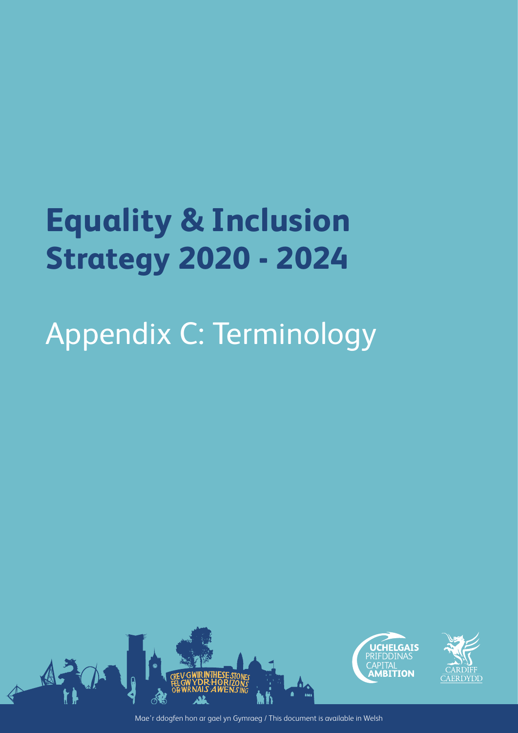# Equality & Inclusion Strategy 2020 - 2024

## Appendix C: Terminology

UCHELGAIS PRIFDDINAS CAPITAL AMBITION

CARDIFF CAERDYDD

Mae'r ddogfen hon ar gael yn Gymraeg / This document is available in Welsh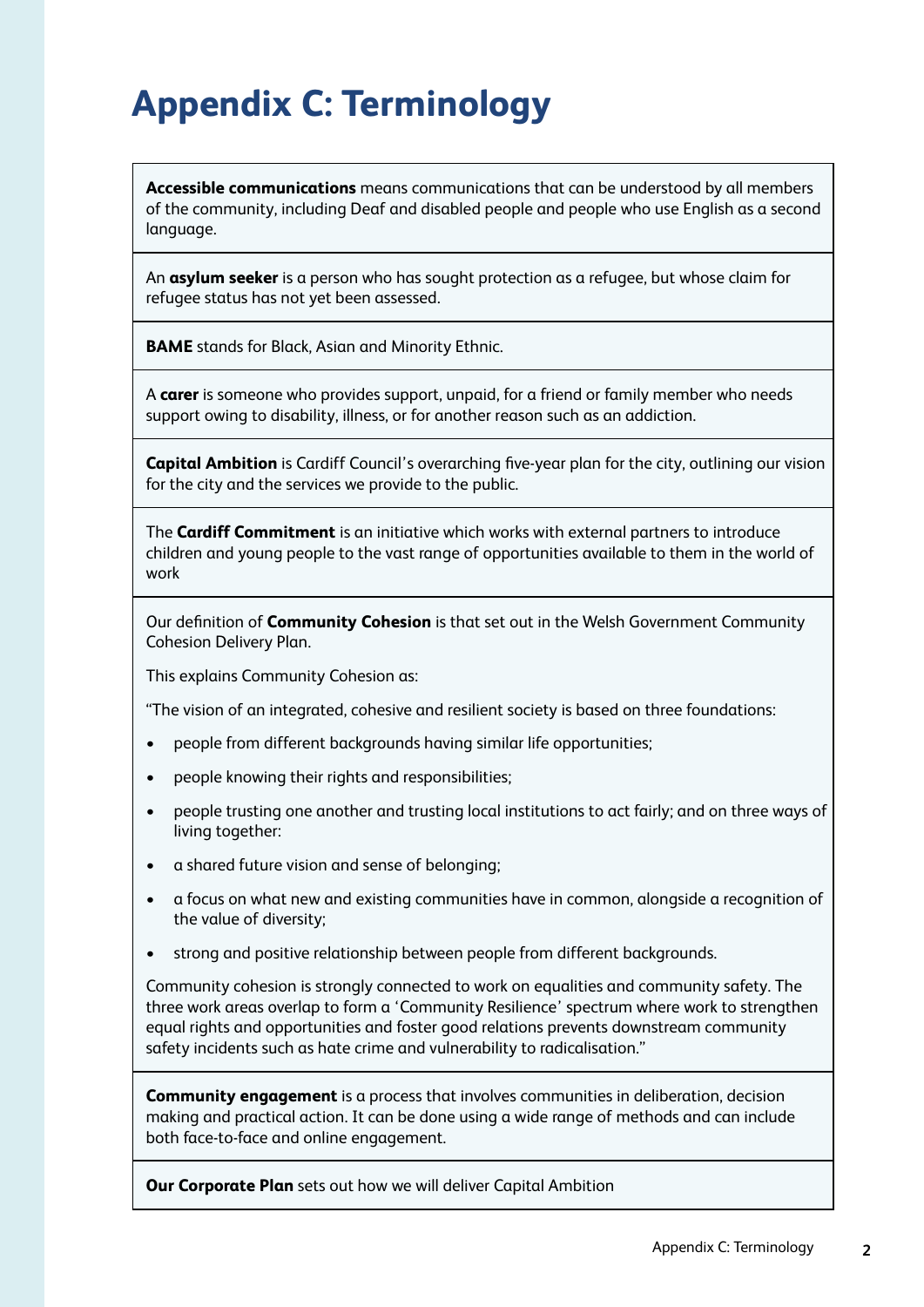# Appendix C: Terminology

**Accessible communications** means communications that can be understood by all members of the community, including Deaf and disabled people and people who use English as a second language.

An **asylum seeker** is a person who has sought protection as a refugee, but whose claim for refugee status has not yet been assessed.

**BAME** stands for Black, Asian and Minority Ethnic.

A **carer** is someone who provides support, unpaid, for a friend or family member who needs support owing to disability, illness, or for another reason such as an addiction.

**Capital Ambition** is Cardiff Council's overarching five-year plan for the city, outlining our vision for the city and the services we provide to the public.

The **Cardiff Commitment** is an initiative which works with external partners to introduce children and young people to the vast range of opportunities available to them in the world of work

Our definition of **Community Cohesion** is that set out in the Welsh Government Community Cohesion Delivery Plan.

This explains Community Cohesion as:

"The vision of an integrated, cohesive and resilient society is based on three foundations:

- people from different backgrounds having similar life opportunities;
- people knowing their rights and responsibilities;
- people trusting one another and trusting local institutions to act fairly; and on three ways of living together:
- a shared future vision and sense of belonging;
- a focus on what new and existing communities have in common, alongside a recognition of the value of diversity;
- strong and positive relationship between people from different backgrounds.

Community cohesion is strongly connected to work on equalities and community safety. The three work areas overlap to form a 'Community Resilience' spectrum where work to strengthen equal rights and opportunities and foster good relations prevents downstream community safety incidents such as hate crime and vulnerability to radicalisation."

**Community engagement** is a process that involves communities in deliberation, decision making and practical action. It can be done using a wide range of methods and can include both face-to-face and online engagement.

**Our Corporate Plan** sets out how we will deliver Capital Ambition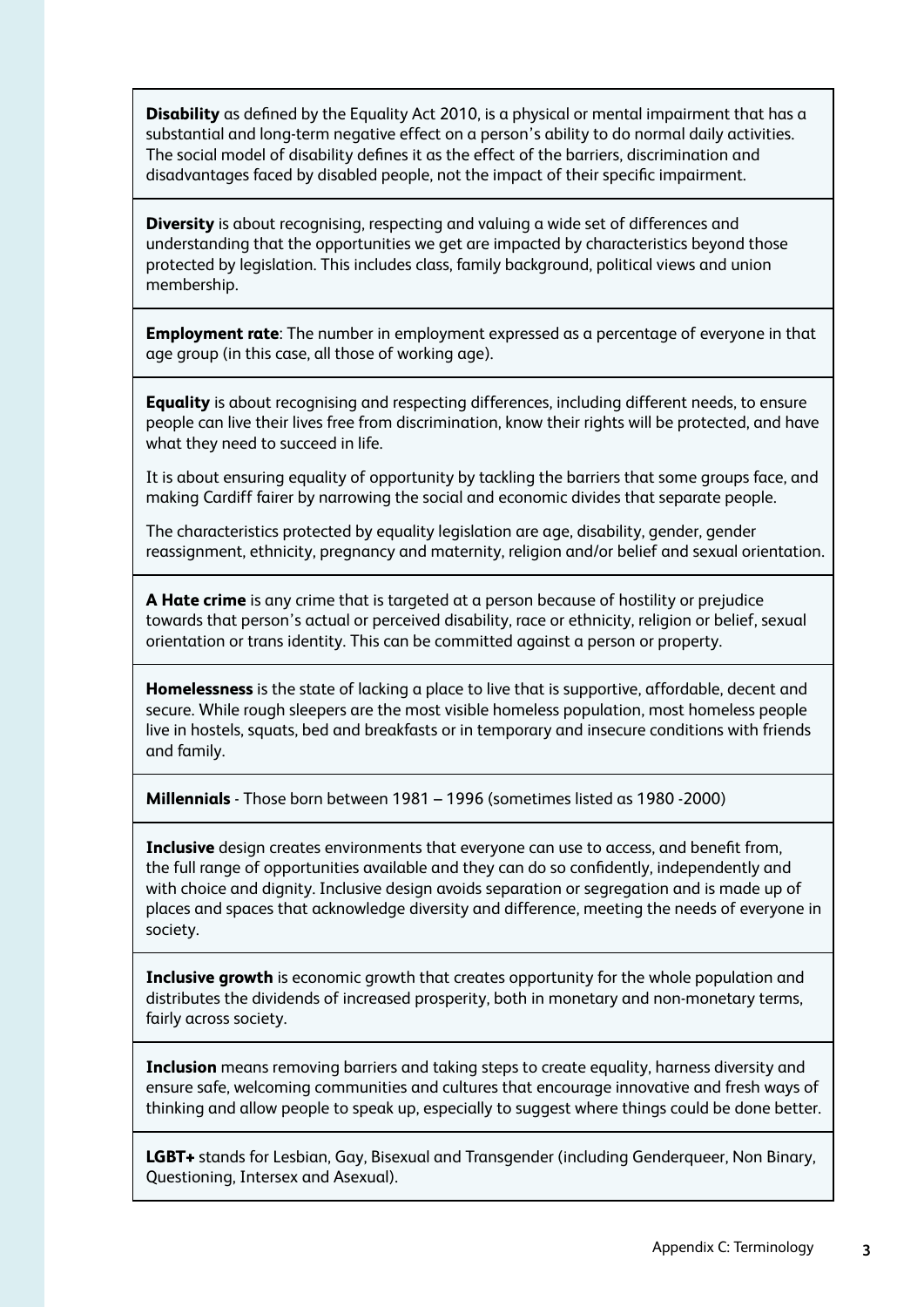**Disability** as defined by the Equality Act 2010, is a physical or mental impairment that has a substantial and long-term negative effect on a person's ability to do normal daily activities. The social model of disability defines it as the effect of the barriers, discrimination and disadvantages faced by disabled people, not the impact of their specific impairment.

**Diversity** is about recognising, respecting and valuing a wide set of differences and understanding that the opportunities we get are impacted by characteristics beyond those protected by legislation. This includes class, family background, political views and union membership.

**Employment rate**: The number in employment expressed as a percentage of everyone in that age group (in this case, all those of working age).

**Equality** is about recognising and respecting differences, including different needs, to ensure people can live their lives free from discrimination, know their rights will be protected, and have what they need to succeed in life.

It is about ensuring equality of opportunity by tackling the barriers that some groups face, and making Cardiff fairer by narrowing the social and economic divides that separate people.

The characteristics protected by equality legislation are age, disability, gender, gender reassignment, ethnicity, pregnancy and maternity, religion and/or belief and sexual orientation.

**A Hate crime** is any crime that is targeted at a person because of hostility or prejudice towards that person's actual or perceived disability, race or ethnicity, religion or belief, sexual orientation or trans identity. This can be committed against a person or property.

**Homelessness** is the state of lacking a place to live that is supportive, affordable, decent and secure. While rough sleepers are the most visible homeless population, most homeless people live in hostels, squats, bed and breakfasts or in temporary and insecure conditions with friends and family.

**Millennials** - Those born between 1981 – 1996 (sometimes listed as 1980 -2000)

**Inclusive** design creates environments that everyone can use to access, and benefit from, the full range of opportunities available and they can do so confidently, independently and with choice and dignity. Inclusive design avoids separation or segregation and is made up of places and spaces that acknowledge diversity and difference, meeting the needs of everyone in society.

**Inclusive growth** is economic growth that creates opportunity for the whole population and distributes the dividends of increased prosperity, both in monetary and non-monetary terms, fairly across society.

**Inclusion** means removing barriers and taking steps to create equality, harness diversity and ensure safe, welcoming communities and cultures that encourage innovative and fresh ways of thinking and allow people to speak up, especially to suggest where things could be done better.

**LGBT+** stands for Lesbian, Gay, Bisexual and Transgender (including Genderqueer, Non Binary, Questioning, Intersex and Asexual).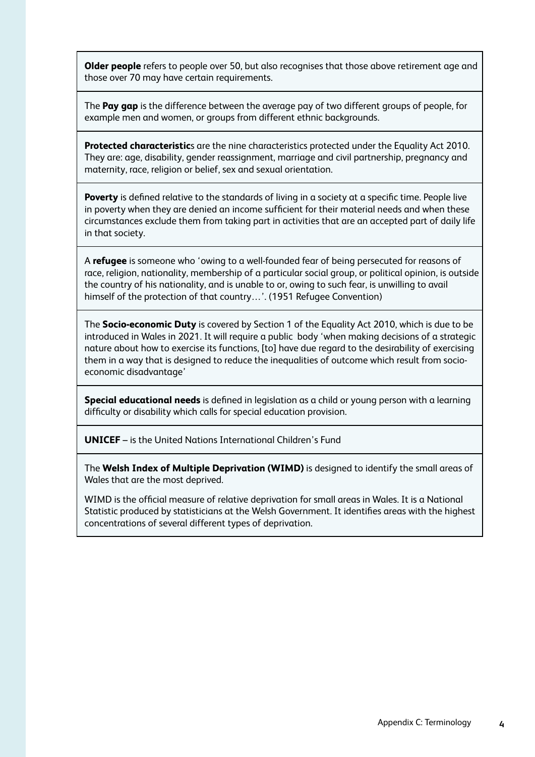**Older people** refers to people over 50, but also recognises that those above retirement age and those over 70 may have certain requirements.

The **Pay gap** is the difference between the average pay of two different groups of people, for example men and women, or groups from different ethnic backgrounds.

**Protected characteristic**s are the nine characteristics protected under the Equality Act 2010. They are: age, disability, gender reassignment, marriage and civil partnership, pregnancy and maternity, race, religion or belief, sex and sexual orientation.

**Poverty** is defined relative to the standards of living in a society at a specific time. People live in poverty when they are denied an income sufficient for their material needs and when these circumstances exclude them from taking part in activities that are an accepted part of daily life in that society.

A **refugee** is someone who 'owing to a well-founded fear of being persecuted for reasons of race, religion, nationality, membership of a particular social group, or political opinion, is outside the country of his nationality, and is unable to or, owing to such fear, is unwilling to avail himself of the protection of that country…'. (1951 Refugee Convention)

The **Socio-economic Duty** is covered by Section 1 of the Equality Act 2010, which is due to be introduced in Wales in 2021. It will require a public body 'when making decisions of a strategic nature about how to exercise its functions, [to] have due regard to the desirability of exercising them in a way that is designed to reduce the inequalities of outcome which result from socio-economic disadvantage'

**Special educational needs** is defined in legislation as a child or young person with a learning difficulty or disability which calls for special education provision.

**UNICEF** – is the United Nations International Children's Fund

The **Welsh Index of Multiple Deprivation (WIMD)** is designed to identify the small areas of Wales that are the most deprived.

WIMD is the official measure of relative deprivation for small areas in Wales. It is a National Statistic produced by statisticians at the Welsh Government. It identifies areas with the highest concentrations of several different types of deprivation.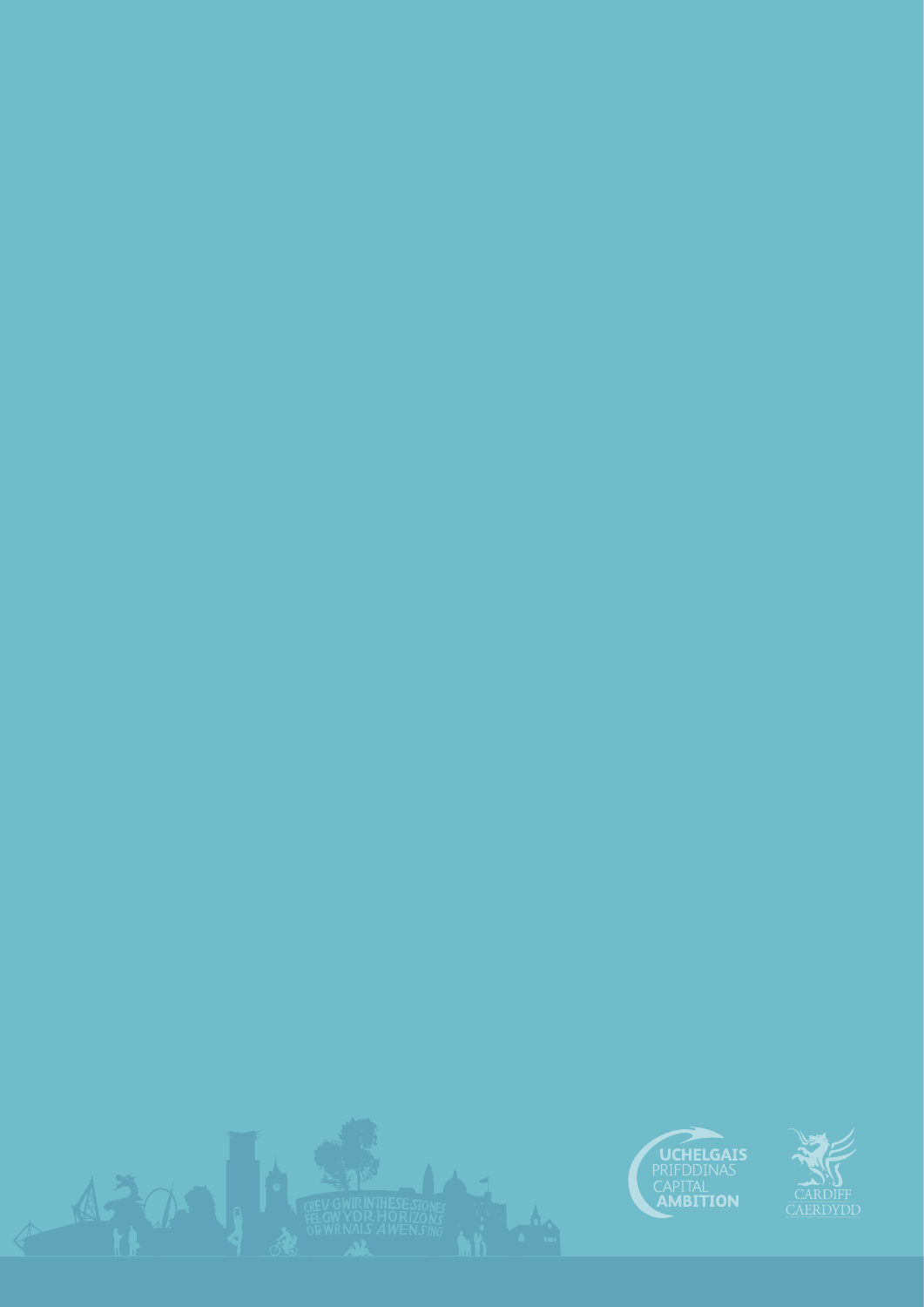UCHELGAIS
PRIFDDINAS
CAPITAL
AMBITION

CARDIFF
CAERDYDD